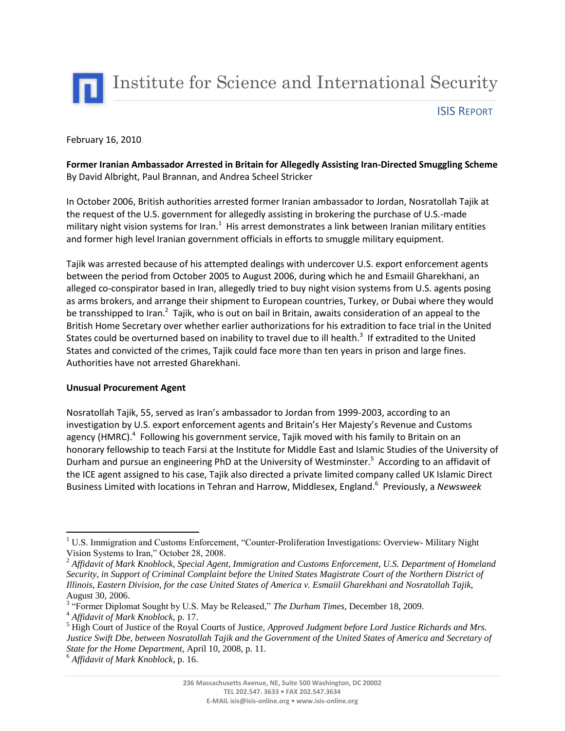# Institute for Science and International Security

ISIS REPORT

February 16, 2010

**Former Iranian Ambassador Arrested in Britain for Allegedly Assisting Iran-Directed Smuggling Scheme**
By David Albright, Paul Brannan, and Andrea Scheel Stricker

In October 2006, British authorities arrested former Iranian ambassador to Jordan, Nosratollah Tajik at the request of the U.S. government for allegedly assisting in brokering the purchase of U.S.-made military night vision systems for Iran.[1] His arrest demonstrates a link between Iranian military entities and former high level Iranian government officials in efforts to smuggle military equipment.

Tajik was arrested because of his attempted dealings with undercover U.S. export enforcement agents between the period from October 2005 to August 2006, during which he and Esmaiil Gharekhani, an alleged co-conspirator based in Iran, allegedly tried to buy night vision systems from U.S. agents posing as arms brokers, and arrange their shipment to European countries, Turkey, or Dubai where they would be transshipped to Iran.[2] Tajik, who is out on bail in Britain, awaits consideration of an appeal to the British Home Secretary over whether earlier authorizations for his extradition to face trial in the United States could be overturned based on inability to travel due to ill health.[3] If extradited to the United States and convicted of the crimes, Tajik could face more than ten years in prison and large fines. Authorities have not arrested Gharekhani.

**Unusual Procurement Agent**

Nosratollah Tajik, 55, served as Iran's ambassador to Jordan from 1999-2003, according to an investigation by U.S. export enforcement agents and Britain's Her Majesty's Revenue and Customs agency (HMRC).[4] Following his government service, Tajik moved with his family to Britain on an honorary fellowship to teach Farsi at the Institute for Middle East and Islamic Studies of the University of Durham and pursue an engineering PhD at the University of Westminster.[5] According to an affidavit of the ICE agent assigned to his case, Tajik also directed a private limited company called UK Islamic Direct Business Limited with locations in Tehran and Harrow, Middlesex, England.[6] Previously, a *Newsweek*

---

[1] U.S. Immigration and Customs Enforcement, "Counter-Proliferation Investigations: Overview- Military Night Vision Systems to Iran," October 28, 2008.

[2] *Affidavit of Mark Knoblock, Special Agent, Immigration and Customs Enforcement, U.S. Department of Homeland Security, in Support of Criminal Complaint before the United States Magistrate Court of the Northern District of Illinois, Eastern Division, for the case United States of America v. Esmaiil Gharekhani and Nosratollah Tajik,* August 30, 2006.

[3] "Former Diplomat Sought by U.S. May be Released," *The Durham Times*, December 18, 2009.

[4] *Affidavit of Mark Knoblock*, p. 17.

[5] High Court of Justice of the Royal Courts of Justice, *Approved Judgment before Lord Justice Richards and Mrs. Justice Swift Dbe, between Nosratollah Tajik and the Government of the United States of America and Secretary of State for the Home Department*, April 10, 2008, p. 11.

[6] *Affidavit of Mark Knoblock*, p. 16.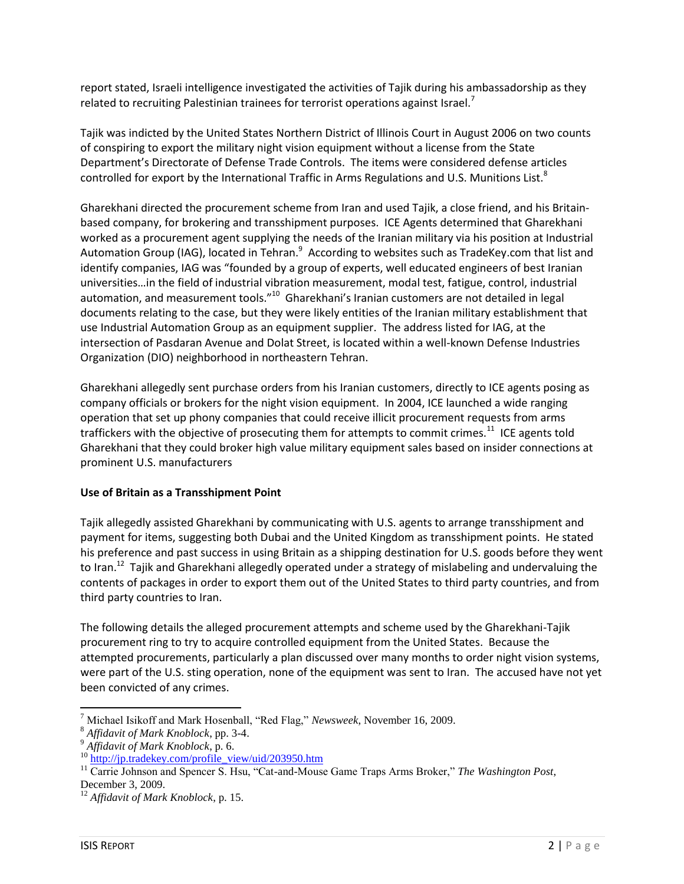report stated, Israeli intelligence investigated the activities of Tajik during his ambassadorship as they related to recruiting Palestinian trainees for terrorist operations against Israel.[7]

Tajik was indicted by the United States Northern District of Illinois Court in August 2006 on two counts of conspiring to export the military night vision equipment without a license from the State Department's Directorate of Defense Trade Controls. The items were considered defense articles controlled for export by the International Traffic in Arms Regulations and U.S. Munitions List.[8]

Gharekhani directed the procurement scheme from Iran and used Tajik, a close friend, and his Britain-based company, for brokering and transshipment purposes. ICE Agents determined that Gharekhani worked as a procurement agent supplying the needs of the Iranian military via his position at Industrial Automation Group (IAG), located in Tehran.[9] According to websites such as TradeKey.com that list and identify companies, IAG was "founded by a group of experts, well educated engineers of best Iranian universities…in the field of industrial vibration measurement, modal test, fatigue, control, industrial automation, and measurement tools."[10] Gharekhani's Iranian customers are not detailed in legal documents relating to the case, but they were likely entities of the Iranian military establishment that use Industrial Automation Group as an equipment supplier. The address listed for IAG, at the intersection of Pasdaran Avenue and Dolat Street, is located within a well-known Defense Industries Organization (DIO) neighborhood in northeastern Tehran.

Gharekhani allegedly sent purchase orders from his Iranian customers, directly to ICE agents posing as company officials or brokers for the night vision equipment. In 2004, ICE launched a wide ranging operation that set up phony companies that could receive illicit procurement requests from arms traffickers with the objective of prosecuting them for attempts to commit crimes.[11] ICE agents told Gharekhani that they could broker high value military equipment sales based on insider connections at prominent U.S. manufacturers

**Use of Britain as a Transshipment Point**

Tajik allegedly assisted Gharekhani by communicating with U.S. agents to arrange transshipment and payment for items, suggesting both Dubai and the United Kingdom as transshipment points. He stated his preference and past success in using Britain as a shipping destination for U.S. goods before they went to Iran.[12] Tajik and Gharekhani allegedly operated under a strategy of mislabeling and undervaluing the contents of packages in order to export them out of the United States to third party countries, and from third party countries to Iran.

The following details the alleged procurement attempts and scheme used by the Gharekhani-Tajik procurement ring to try to acquire controlled equipment from the United States. Because the attempted procurements, particularly a plan discussed over many months to order night vision systems, were part of the U.S. sting operation, none of the equipment was sent to Iran. The accused have not yet been convicted of any crimes.

---

[7] Michael Isikoff and Mark Hosenball, "Red Flag," *Newsweek*, November 16, 2009.

[8] *Affidavit of Mark Knoblock*, pp. 3-4.

[9] *Affidavit of Mark Knoblock*, p. 6.

[10] http://jp.tradekey.com/profile_view/uid/203950.htm

[11] Carrie Johnson and Spencer S. Hsu, "Cat-and-Mouse Game Traps Arms Broker," *The Washington Post*, December 3, 2009.

[12] *Affidavit of Mark Knoblock*, p. 15.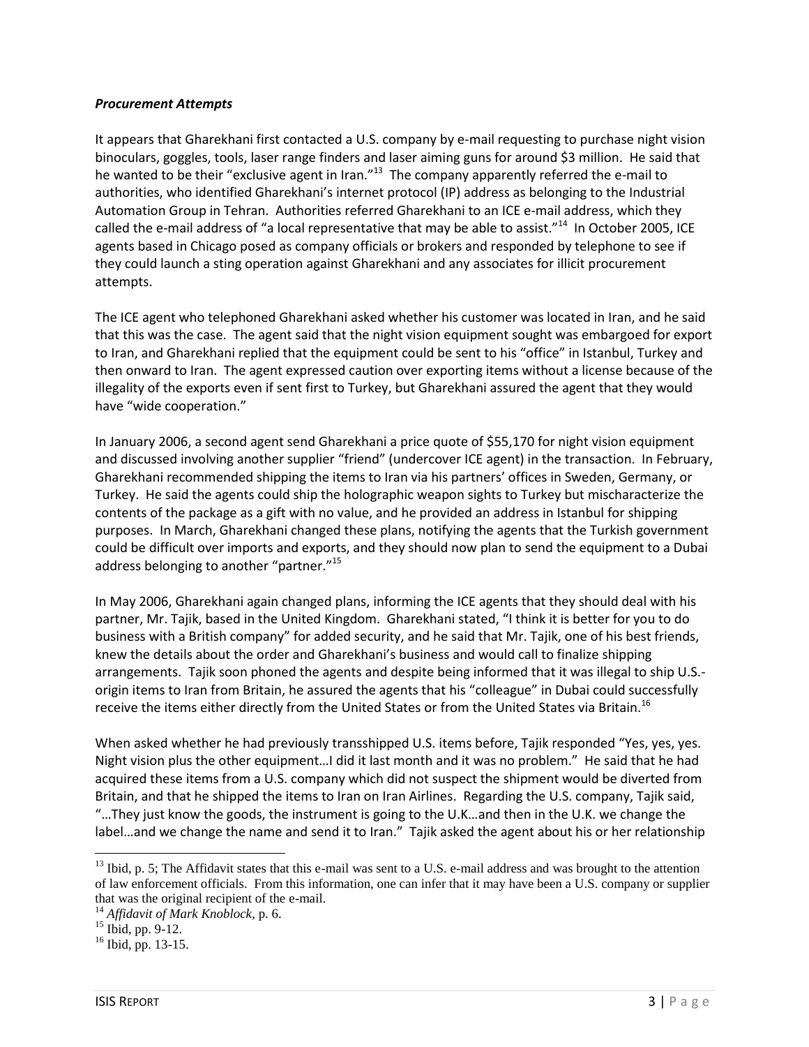***Procurement Attempts***

It appears that Gharekhani first contacted a U.S. company by e-mail requesting to purchase night vision binoculars, goggles, tools, laser range finders and laser aiming guns for around $3 million. He said that he wanted to be their "exclusive agent in Iran."[13] The company apparently referred the e-mail to authorities, who identified Gharekhani's internet protocol (IP) address as belonging to the Industrial Automation Group in Tehran. Authorities referred Gharekhani to an ICE e-mail address, which they called the e-mail address of "a local representative that may be able to assist."[14] In October 2005, ICE agents based in Chicago posed as company officials or brokers and responded by telephone to see if they could launch a sting operation against Gharekhani and any associates for illicit procurement attempts.

The ICE agent who telephoned Gharekhani asked whether his customer was located in Iran, and he said that this was the case. The agent said that the night vision equipment sought was embargoed for export to Iran, and Gharekhani replied that the equipment could be sent to his "office" in Istanbul, Turkey and then onward to Iran. The agent expressed caution over exporting items without a license because of the illegality of the exports even if sent first to Turkey, but Gharekhani assured the agent that they would have "wide cooperation."

In January 2006, a second agent send Gharekhani a price quote of $55,170 for night vision equipment and discussed involving another supplier "friend" (undercover ICE agent) in the transaction. In February, Gharekhani recommended shipping the items to Iran via his partners' offices in Sweden, Germany, or Turkey. He said the agents could ship the holographic weapon sights to Turkey but mischaracterize the contents of the package as a gift with no value, and he provided an address in Istanbul for shipping purposes. In March, Gharekhani changed these plans, notifying the agents that the Turkish government could be difficult over imports and exports, and they should now plan to send the equipment to a Dubai address belonging to another "partner."[15]

In May 2006, Gharekhani again changed plans, informing the ICE agents that they should deal with his partner, Mr. Tajik, based in the United Kingdom. Gharekhani stated, "I think it is better for you to do business with a British company" for added security, and he said that Mr. Tajik, one of his best friends, knew the details about the order and Gharekhani's business and would call to finalize shipping arrangements. Tajik soon phoned the agents and despite being informed that it was illegal to ship U.S.-origin items to Iran from Britain, he assured the agents that his "colleague" in Dubai could successfully receive the items either directly from the United States or from the United States via Britain.[16]

When asked whether he had previously transshipped U.S. items before, Tajik responded "Yes, yes, yes. Night vision plus the other equipment…I did it last month and it was no problem." He said that he had acquired these items from a U.S. company which did not suspect the shipment would be diverted from Britain, and that he shipped the items to Iran on Iran Airlines. Regarding the U.S. company, Tajik said, "…They just know the goods, the instrument is going to the U.K…and then in the U.K. we change the label…and we change the name and send it to Iran." Tajik asked the agent about his or her relationship

---

[13] Ibid, p. 5; The Affidavit states that this e-mail was sent to a U.S. e-mail address and was brought to the attention of law enforcement officials. From this information, one can infer that it may have been a U.S. company or supplier that was the original recipient of the e-mail.

[14] *Affidavit of Mark Knoblock*, p. 6.

[15] Ibid, pp. 9-12.

[16] Ibid, pp. 13-15.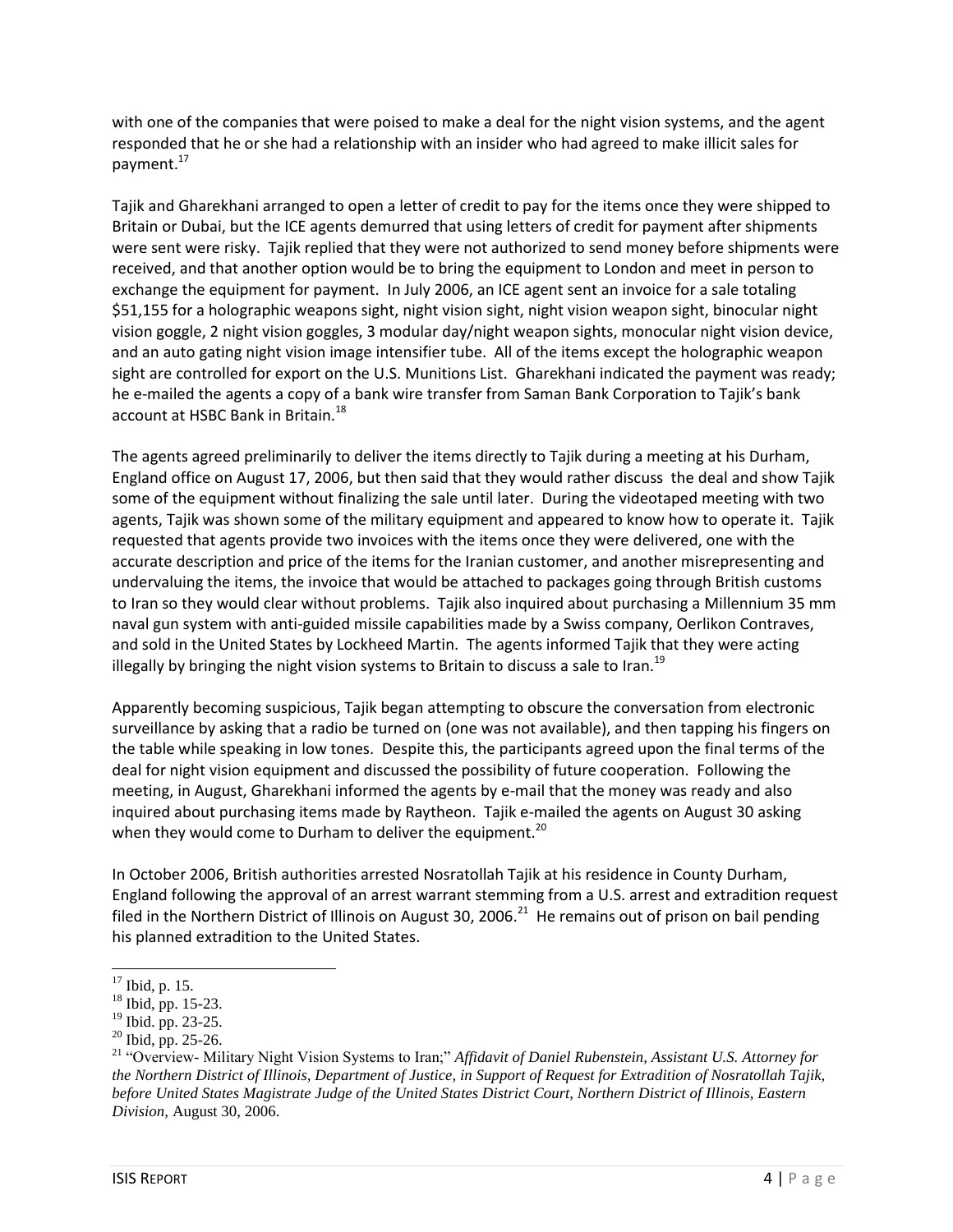with one of the companies that were poised to make a deal for the night vision systems, and the agent responded that he or she had a relationship with an insider who had agreed to make illicit sales for payment.[17]

Tajik and Gharekhani arranged to open a letter of credit to pay for the items once they were shipped to Britain or Dubai, but the ICE agents demurred that using letters of credit for payment after shipments were sent were risky. Tajik replied that they were not authorized to send money before shipments were received, and that another option would be to bring the equipment to London and meet in person to exchange the equipment for payment. In July 2006, an ICE agent sent an invoice for a sale totaling $51,155 for a holographic weapons sight, night vision sight, night vision weapon sight, binocular night vision goggle, 2 night vision goggles, 3 modular day/night weapon sights, monocular night vision device, and an auto gating night vision image intensifier tube. All of the items except the holographic weapon sight are controlled for export on the U.S. Munitions List. Gharekhani indicated the payment was ready; he e-mailed the agents a copy of a bank wire transfer from Saman Bank Corporation to Tajik's bank account at HSBC Bank in Britain.[18]

The agents agreed preliminarily to deliver the items directly to Tajik during a meeting at his Durham, England office on August 17, 2006, but then said that they would rather discuss the deal and show Tajik some of the equipment without finalizing the sale until later. During the videotaped meeting with two agents, Tajik was shown some of the military equipment and appeared to know how to operate it. Tajik requested that agents provide two invoices with the items once they were delivered, one with the accurate description and price of the items for the Iranian customer, and another misrepresenting and undervaluing the items, the invoice that would be attached to packages going through British customs to Iran so they would clear without problems. Tajik also inquired about purchasing a Millennium 35 mm naval gun system with anti-guided missile capabilities made by a Swiss company, Oerlikon Contraves, and sold in the United States by Lockheed Martin. The agents informed Tajik that they were acting illegally by bringing the night vision systems to Britain to discuss a sale to Iran.[19]

Apparently becoming suspicious, Tajik began attempting to obscure the conversation from electronic surveillance by asking that a radio be turned on (one was not available), and then tapping his fingers on the table while speaking in low tones. Despite this, the participants agreed upon the final terms of the deal for night vision equipment and discussed the possibility of future cooperation. Following the meeting, in August, Gharekhani informed the agents by e-mail that the money was ready and also inquired about purchasing items made by Raytheon. Tajik e-mailed the agents on August 30 asking when they would come to Durham to deliver the equipment.[20]

In October 2006, British authorities arrested Nosratollah Tajik at his residence in County Durham, England following the approval of an arrest warrant stemming from a U.S. arrest and extradition request filed in the Northern District of Illinois on August 30, 2006.[21] He remains out of prison on bail pending his planned extradition to the United States.

---

[17] Ibid, p. 15.

[18] Ibid, pp. 15-23.

[19] Ibid. pp. 23-25.

[20] Ibid, pp. 25-26.

[21] "Overview- Military Night Vision Systems to Iran;" *Affidavit of Daniel Rubenstein, Assistant U.S. Attorney for the Northern District of Illinois, Department of Justice, in Support of Request for Extradition of Nosratollah Tajik, before United States Magistrate Judge of the United States District Court, Northern District of Illinois, Eastern Division,* August 30, 2006.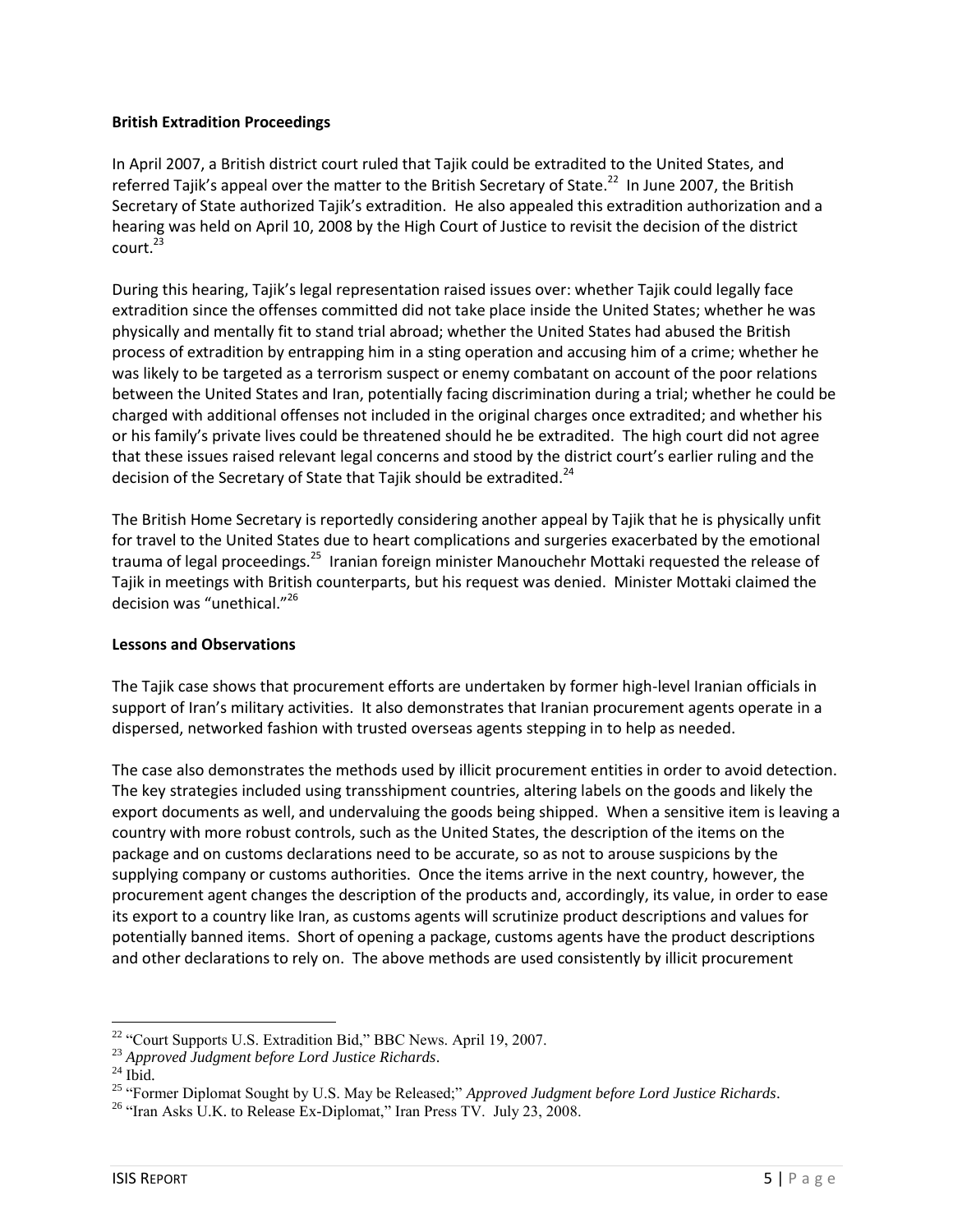**British Extradition Proceedings**

In April 2007, a British district court ruled that Tajik could be extradited to the United States, and referred Tajik's appeal over the matter to the British Secretary of State.[22] In June 2007, the British Secretary of State authorized Tajik's extradition. He also appealed this extradition authorization and a hearing was held on April 10, 2008 by the High Court of Justice to revisit the decision of the district court.[23]

During this hearing, Tajik's legal representation raised issues over: whether Tajik could legally face extradition since the offenses committed did not take place inside the United States; whether he was physically and mentally fit to stand trial abroad; whether the United States had abused the British process of extradition by entrapping him in a sting operation and accusing him of a crime; whether he was likely to be targeted as a terrorism suspect or enemy combatant on account of the poor relations between the United States and Iran, potentially facing discrimination during a trial; whether he could be charged with additional offenses not included in the original charges once extradited; and whether his or his family's private lives could be threatened should he be extradited. The high court did not agree that these issues raised relevant legal concerns and stood by the district court's earlier ruling and the decision of the Secretary of State that Tajik should be extradited.[24]

The British Home Secretary is reportedly considering another appeal by Tajik that he is physically unfit for travel to the United States due to heart complications and surgeries exacerbated by the emotional trauma of legal proceedings.[25] Iranian foreign minister Manouchehr Mottaki requested the release of Tajik in meetings with British counterparts, but his request was denied. Minister Mottaki claimed the decision was "unethical."[26]

**Lessons and Observations**

The Tajik case shows that procurement efforts are undertaken by former high-level Iranian officials in support of Iran's military activities. It also demonstrates that Iranian procurement agents operate in a dispersed, networked fashion with trusted overseas agents stepping in to help as needed.

The case also demonstrates the methods used by illicit procurement entities in order to avoid detection. The key strategies included using transshipment countries, altering labels on the goods and likely the export documents as well, and undervaluing the goods being shipped. When a sensitive item is leaving a country with more robust controls, such as the United States, the description of the items on the package and on customs declarations need to be accurate, so as not to arouse suspicions by the supplying company or customs authorities. Once the items arrive in the next country, however, the procurement agent changes the description of the products and, accordingly, its value, in order to ease its export to a country like Iran, as customs agents will scrutinize product descriptions and values for potentially banned items. Short of opening a package, customs agents have the product descriptions and other declarations to rely on. The above methods are used consistently by illicit procurement

---

[22] "Court Supports U.S. Extradition Bid," BBC News. April 19, 2007.

[23] *Approved Judgment before Lord Justice Richards*.

[24] Ibid.

[25] "Former Diplomat Sought by U.S. May be Released;" *Approved Judgment before Lord Justice Richards*.

[26] "Iran Asks U.K. to Release Ex-Diplomat," Iran Press TV. July 23, 2008.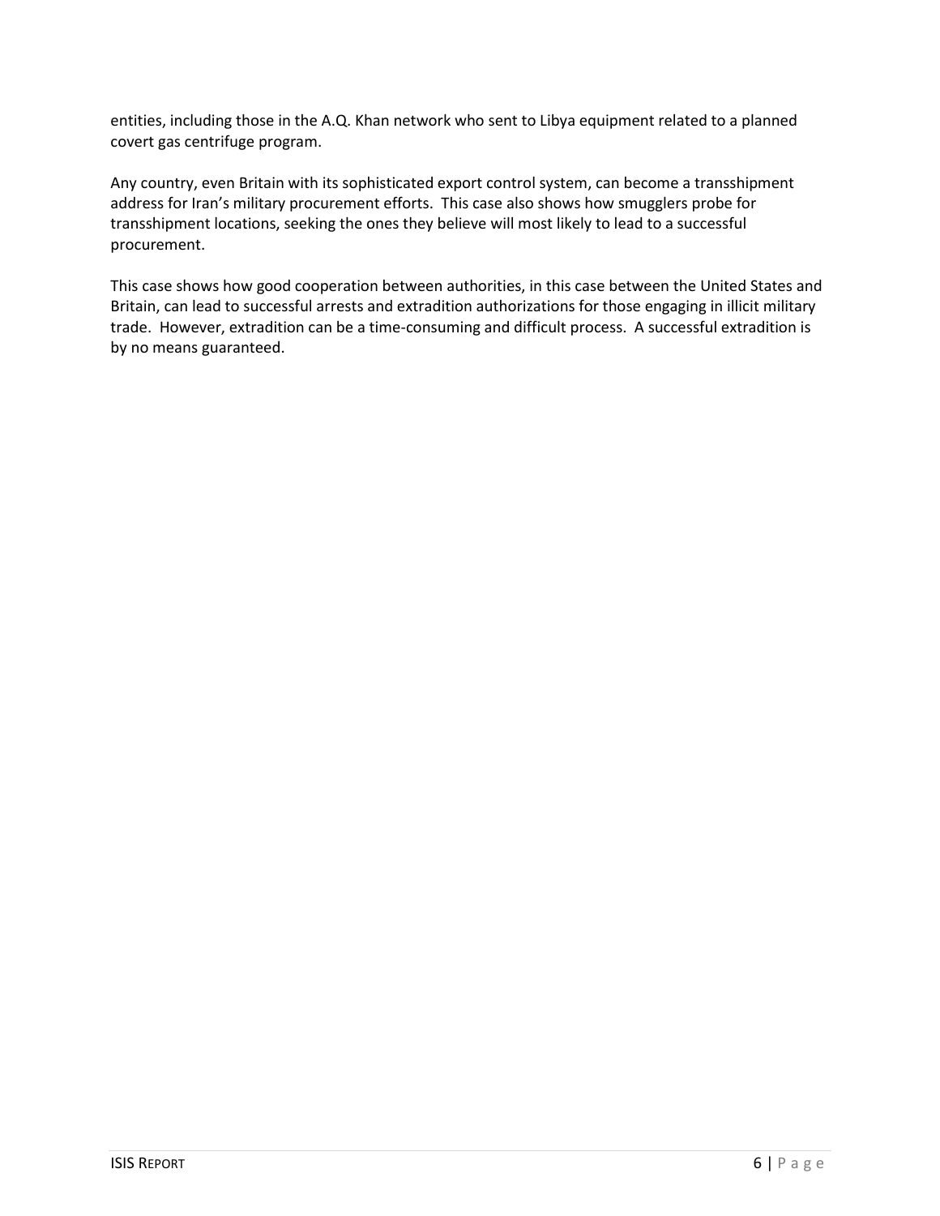entities, including those in the A.Q. Khan network who sent to Libya equipment related to a planned covert gas centrifuge program.

Any country, even Britain with its sophisticated export control system, can become a transshipment address for Iran's military procurement efforts. This case also shows how smugglers probe for transshipment locations, seeking the ones they believe will most likely to lead to a successful procurement.

This case shows how good cooperation between authorities, in this case between the United States and Britain, can lead to successful arrests and extradition authorizations for those engaging in illicit military trade. However, extradition can be a time-consuming and difficult process. A successful extradition is by no means guaranteed.